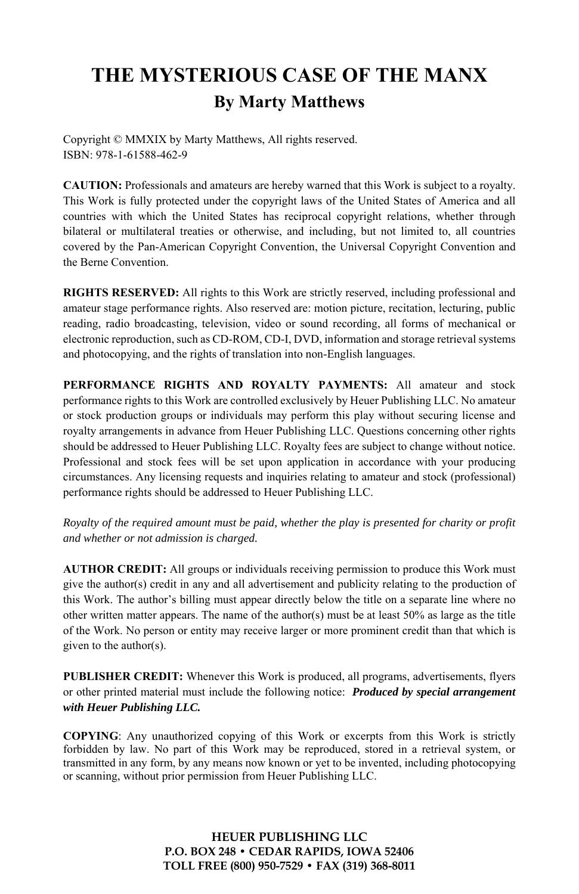# THE MYSTERIOUS CASE OF THE MANX

## By Marty Matthews

Copyright © MMXIX by Marty Matthews, All rights reserved.
ISBN: 978-1-61588-462-9

**CAUTION:** Professionals and amateurs are hereby warned that this Work is subject to a royalty. This Work is fully protected under the copyright laws of the United States of America and all countries with which the United States has reciprocal copyright relations, whether through bilateral or multilateral treaties or otherwise, and including, but not limited to, all countries covered by the Pan-American Copyright Convention, the Universal Copyright Convention and the Berne Convention.

**RIGHTS RESERVED:** All rights to this Work are strictly reserved, including professional and amateur stage performance rights. Also reserved are: motion picture, recitation, lecturing, public reading, radio broadcasting, television, video or sound recording, all forms of mechanical or electronic reproduction, such as CD-ROM, CD-I, DVD, information and storage retrieval systems and photocopying, and the rights of translation into non-English languages.

**PERFORMANCE RIGHTS AND ROYALTY PAYMENTS:** All amateur and stock performance rights to this Work are controlled exclusively by Heuer Publishing LLC. No amateur or stock production groups or individuals may perform this play without securing license and royalty arrangements in advance from Heuer Publishing LLC. Questions concerning other rights should be addressed to Heuer Publishing LLC. Royalty fees are subject to change without notice. Professional and stock fees will be set upon application in accordance with your producing circumstances. Any licensing requests and inquiries relating to amateur and stock (professional) performance rights should be addressed to Heuer Publishing LLC.

*Royalty of the required amount must be paid, whether the play is presented for charity or profit and whether or not admission is charged.*

**AUTHOR CREDIT:** All groups or individuals receiving permission to produce this Work must give the author(s) credit in any and all advertisement and publicity relating to the production of this Work. The author's billing must appear directly below the title on a separate line where no other written matter appears. The name of the author(s) must be at least 50% as large as the title of the Work. No person or entity may receive larger or more prominent credit than that which is given to the author(s).

**PUBLISHER CREDIT:** Whenever this Work is produced, all programs, advertisements, flyers or other printed material must include the following notice: ***Produced by special arrangement with Heuer Publishing LLC.***

**COPYING**: Any unauthorized copying of this Work or excerpts from this Work is strictly forbidden by law. No part of this Work may be reproduced, stored in a retrieval system, or transmitted in any form, by any means now known or yet to be invented, including photocopying or scanning, without prior permission from Heuer Publishing LLC.

**HEUER PUBLISHING LLC**
**P.O. BOX 248 • CEDAR RAPIDS, IOWA 52406**
**TOLL FREE (800) 950-7529 • FAX (319) 368-8011**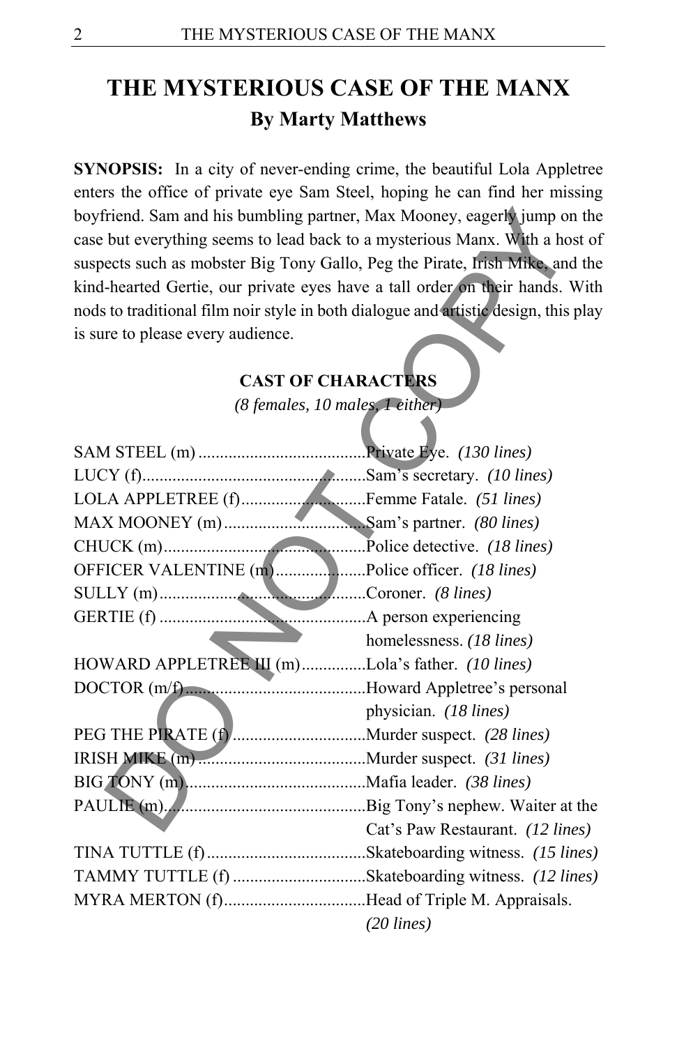# THE MYSTERIOUS CASE OF THE MANX

## By Marty Matthews

**SYNOPSIS:** In a city of never-ending crime, the beautiful Lola Appletree enters the office of private eye Sam Steel, hoping he can find her missing boyfriend. Sam and his bumbling partner, Max Mooney, eagerly jump on the case but everything seems to lead back to a mysterious Manx. With a host of suspects such as mobster Big Tony Gallo, Peg the Pirate, Irish Mike, and the kind-hearted Gertie, our private eyes have a tall order on their hands. With nods to traditional film noir style in both dialogue and artistic design, this play is sure to please every audience.

### CAST OF CHARACTERS

*(8 females, 10 males, 1 either)*

SAM STEEL (m) .......................................Private Eye. *(130 lines)*
LUCY (f).....................................................Sam's secretary. *(10 lines)*
LOLA APPLETREE (f).............................Femme Fatale. *(51 lines)*
MAX MOONEY (m)..................................Sam's partner. *(80 lines)*
CHUCK (m)...............................................Police detective. *(18 lines)*
OFFICER VALENTINE (m).....................Police officer. *(18 lines)*
SULLY (m)................................................Coroner. *(8 lines)*
GERTIE (f) ................................................A person experiencing homelessness. *(18 lines)*
HOWARD APPLETREE III (m)...............Lola's father. *(10 lines)*
DOCTOR (m/f)..........................................Howard Appletree's personal physician. *(18 lines)*
PEG THE PIRATE (f) ...............................Murder suspect. *(28 lines)*
IRISH MIKE (m).......................................Murder suspect. *(31 lines)*
BIG TONY (m)..........................................Mafia leader. *(38 lines)*
PAULIE (m)...............................................Big Tony's nephew. Waiter at the Cat's Paw Restaurant. *(12 lines)*
TINA TUTTLE (f).....................................Skateboarding witness. *(15 lines)*
TAMMY TUTTLE (f) ...............................Skateboarding witness. *(12 lines)*
MYRA MERTON (f)..................................Head of Triple M. Appraisals. *(20 lines)*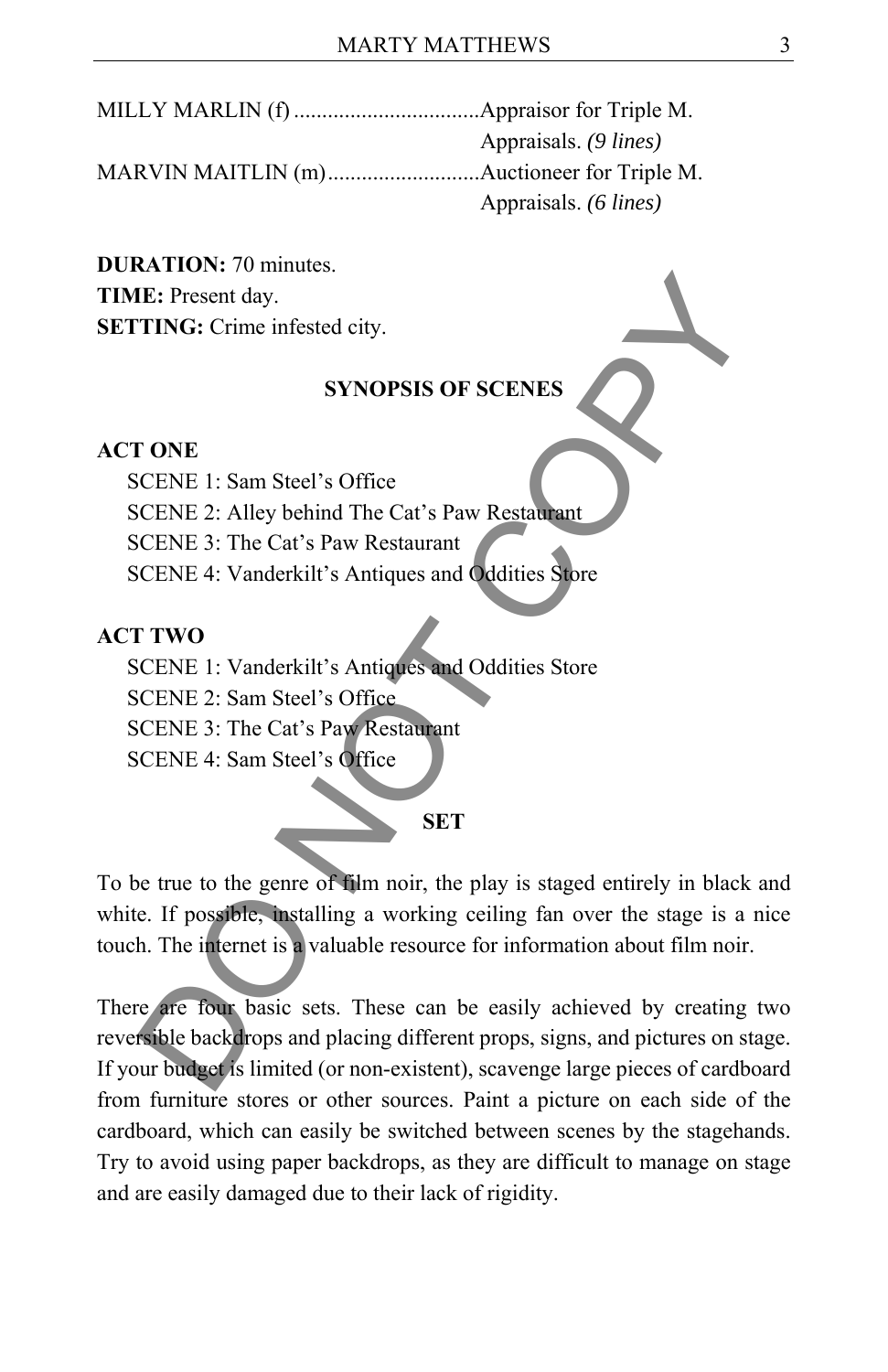MILLY MARLIN (f) .................................Appraisor for Triple M. Appraisals. *(9 lines)*

MARVIN MAITLIN (m)...........................Auctioneer for Triple M. Appraisals. *(6 lines)*

**DURATION:** 70 minutes.
**TIME:** Present day.
**SETTING:** Crime infested city.

## SYNOPSIS OF SCENES

**ACT ONE**

SCENE 1: Sam Steel's Office
SCENE 2: Alley behind The Cat's Paw Restaurant
SCENE 3: The Cat's Paw Restaurant
SCENE 4: Vanderkilt's Antiques and Oddities Store

**ACT TWO**

SCENE 1: Vanderkilt's Antiques and Oddities Store
SCENE 2: Sam Steel's Office
SCENE 3: The Cat's Paw Restaurant
SCENE 4: Sam Steel's Office

## SET

To be true to the genre of film noir, the play is staged entirely in black and white. If possible, installing a working ceiling fan over the stage is a nice touch. The internet is a valuable resource for information about film noir.

There are four basic sets. These can be easily achieved by creating two reversible backdrops and placing different props, signs, and pictures on stage. If your budget is limited (or non-existent), scavenge large pieces of cardboard from furniture stores or other sources. Paint a picture on each side of the cardboard, which can easily be switched between scenes by the stagehands. Try to avoid using paper backdrops, as they are difficult to manage on stage and are easily damaged due to their lack of rigidity.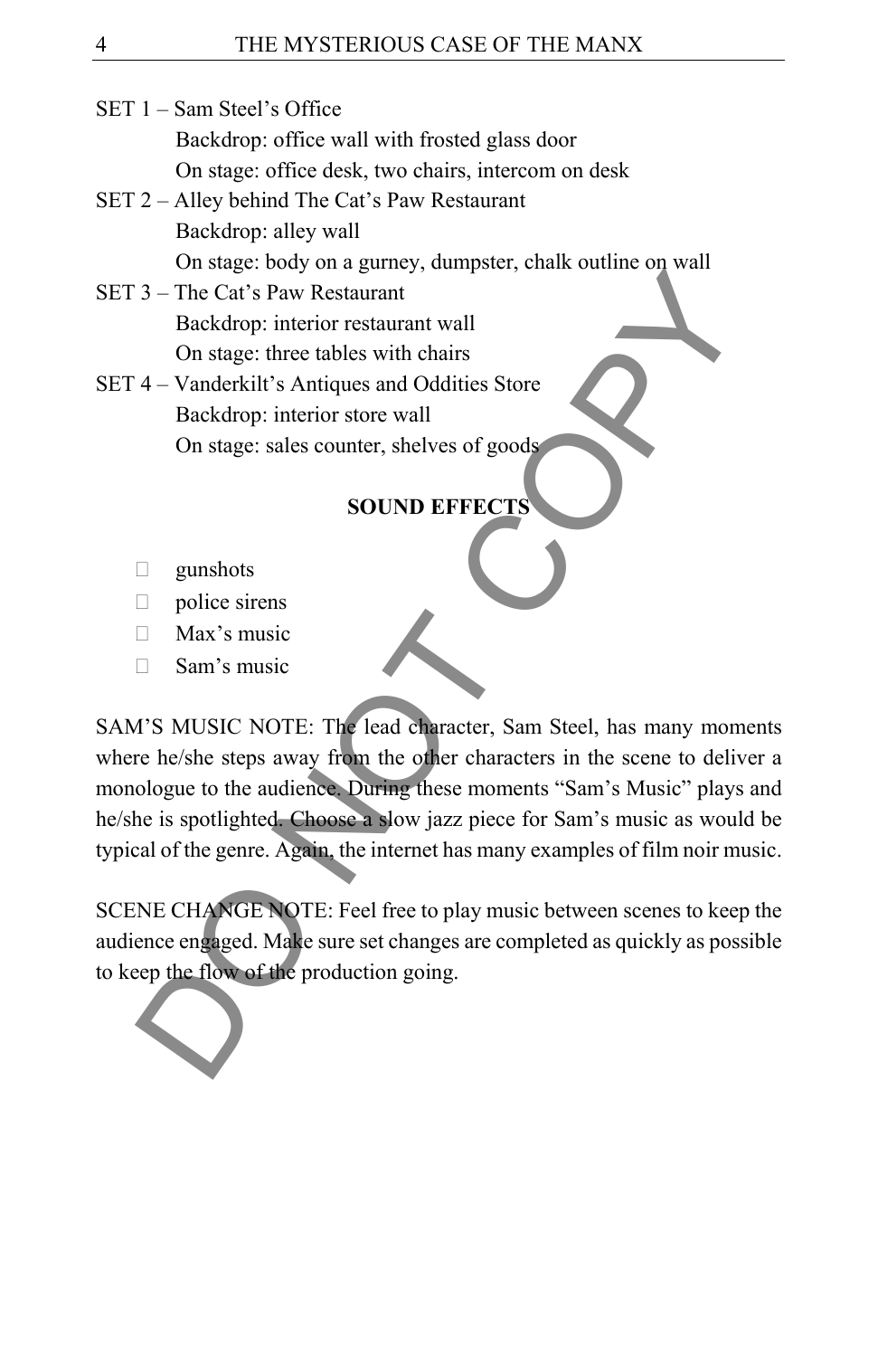SET 1 – Sam Steel's Office

- Backdrop: office wall with frosted glass door
- On stage: office desk, two chairs, intercom on desk

SET 2 – Alley behind The Cat's Paw Restaurant

- Backdrop: alley wall
- On stage: body on a gurney, dumpster, chalk outline on wall

SET 3 – The Cat's Paw Restaurant

- Backdrop: interior restaurant wall
- On stage: three tables with chairs

SET 4 – Vanderkilt's Antiques and Oddities Store

- Backdrop: interior store wall
- On stage: sales counter, shelves of goods

**SOUND EFFECTS**

- gunshots
- police sirens
- Max's music
- Sam's music

SAM'S MUSIC NOTE: The lead character, Sam Steel, has many moments where he/she steps away from the other characters in the scene to deliver a monologue to the audience. During these moments "Sam's Music" plays and he/she is spotlighted. Choose a slow jazz piece for Sam's music as would be typical of the genre. Again, the internet has many examples of film noir music.

SCENE CHANGE NOTE: Feel free to play music between scenes to keep the audience engaged. Make sure set changes are completed as quickly as possible to keep the flow of the production going.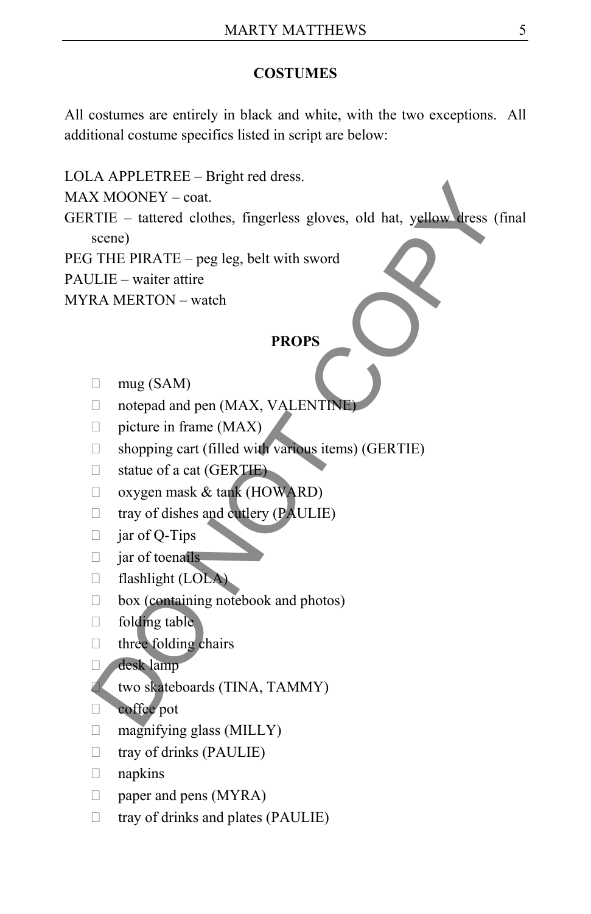## COSTUMES

All costumes are entirely in black and white, with the two exceptions. All additional costume specifics listed in script are below:

LOLA APPLETREE – Bright red dress.
MAX MOONEY – coat.
GERTIE – tattered clothes, fingerless gloves, old hat, yellow dress (final scene)
PEG THE PIRATE – peg leg, belt with sword
PAULIE – waiter attire
MYRA MERTON – watch

## PROPS

- mug (SAM)
- notepad and pen (MAX, VALENTINE)
- picture in frame (MAX)
- shopping cart (filled with various items) (GERTIE)
- statue of a cat (GERTIE)
- oxygen mask & tank (HOWARD)
- tray of dishes and cutlery (PAULIE)
- jar of Q-Tips
- jar of toenails
- flashlight (LOLA)
- box (containing notebook and photos)
- folding table
- three folding chairs
- desk lamp
- two skateboards (TINA, TAMMY)
- coffee pot
- magnifying glass (MILLY)
- tray of drinks (PAULIE)
- napkins
- paper and pens (MYRA)
- tray of drinks and plates (PAULIE)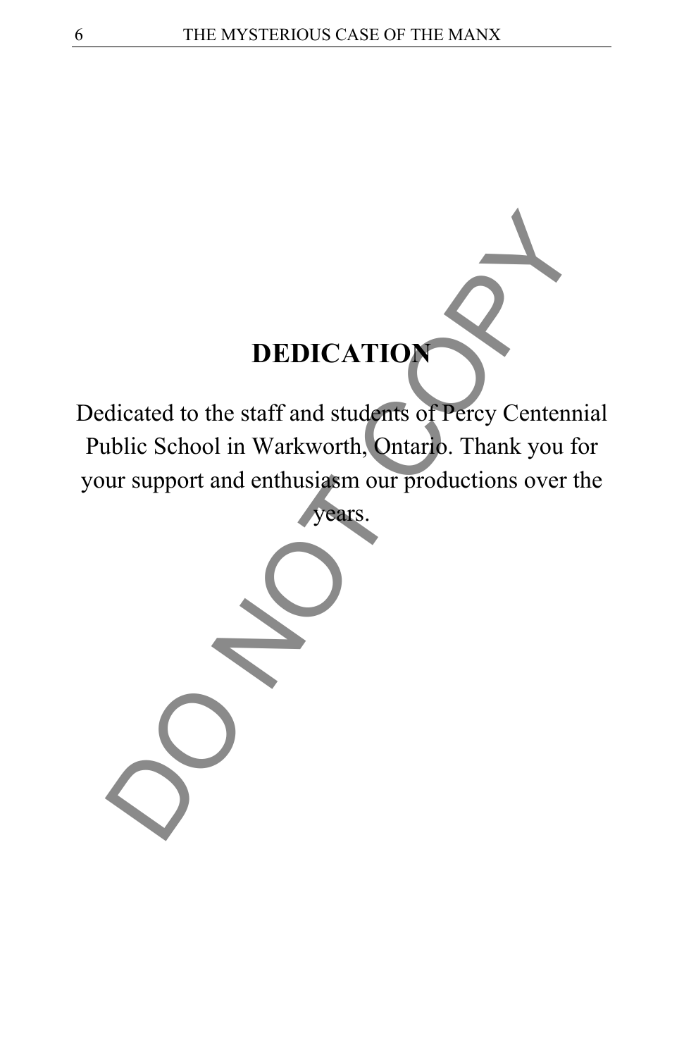# DEDICATION

Dedicated to the staff and students of Percy Centennial Public School in Warkworth, Ontario. Thank you for your support and enthusiasm our productions over the years.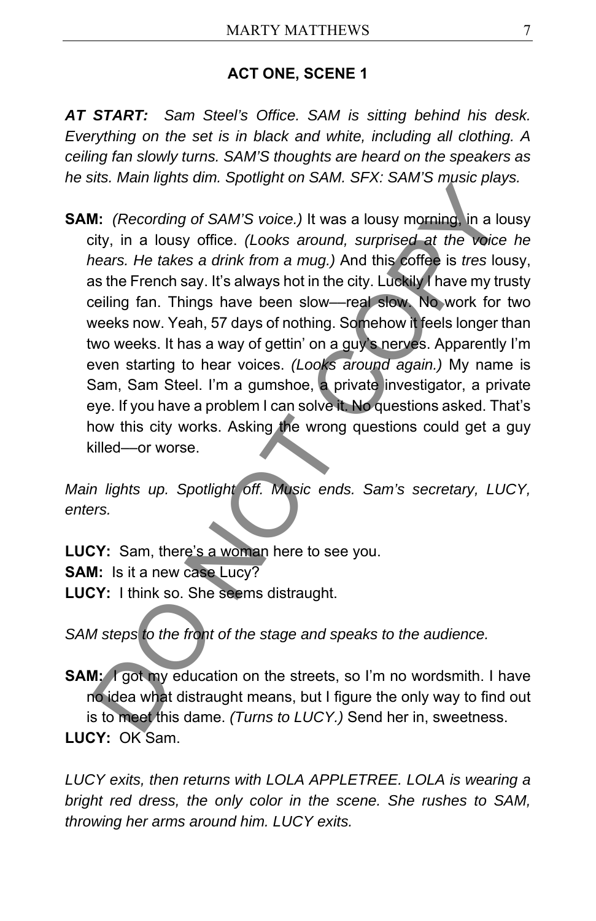### ACT ONE, SCENE 1

***AT START:*** *Sam Steel's Office. SAM is sitting behind his desk. Everything on the set is in black and white, including all clothing. A ceiling fan slowly turns. SAM'S thoughts are heard on the speakers as he sits. Main lights dim. Spotlight on SAM. SFX: SAM'S music plays.*

**SAM:** *(Recording of SAM'S voice.)* It was a lousy morning, in a lousy city, in a lousy office. *(Looks around, surprised at the voice he hears. He takes a drink from a mug.)* And this coffee is *tres* lousy, as the French say. It's always hot in the city. Luckily I have my trusty ceiling fan. Things have been slow—real slow. No work for two weeks now. Yeah, 57 days of nothing. Somehow it feels longer than two weeks. It has a way of gettin' on a guy's nerves. Apparently I'm even starting to hear voices. *(Looks around again.)* My name is Sam, Sam Steel. I'm a gumshoe, a private investigator, a private eye. If you have a problem I can solve it. No questions asked. That's how this city works. Asking the wrong questions could get a guy killed—or worse.

*Main lights up. Spotlight off. Music ends. Sam's secretary, LUCY, enters.*

**LUCY:** Sam, there's a woman here to see you.
**SAM:** Is it a new case Lucy?
**LUCY:** I think so. She seems distraught.

*SAM steps to the front of the stage and speaks to the audience.*

**SAM:** I got my education on the streets, so I'm no wordsmith. I have no idea what distraught means, but I figure the only way to find out is to meet this dame. *(Turns to LUCY.)* Send her in, sweetness.
**LUCY:** OK Sam.

*LUCY exits, then returns with LOLA APPLETREE. LOLA is wearing a bright red dress, the only color in the scene. She rushes to SAM, throwing her arms around him. LUCY exits.*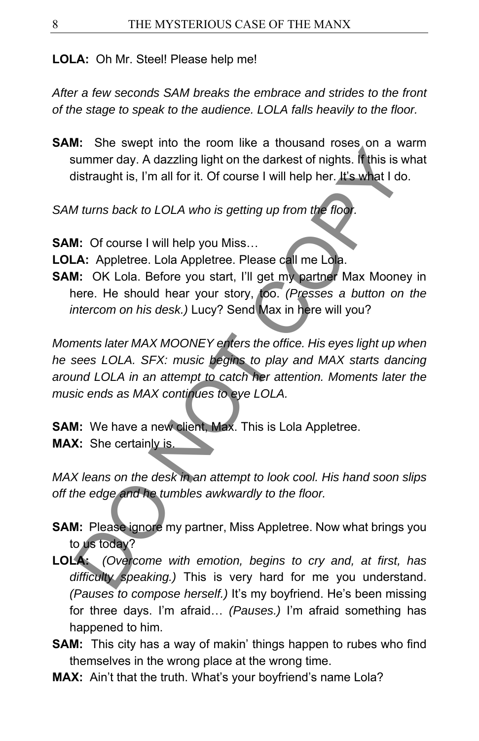**LOLA:** Oh Mr. Steel! Please help me!

*After a few seconds SAM breaks the embrace and strides to the front of the stage to speak to the audience. LOLA falls heavily to the floor.*

**SAM:** She swept into the room like a thousand roses on a warm summer day. A dazzling light on the darkest of nights. If this is what distraught is, I'm all for it. Of course I will help her. It's what I do.

*SAM turns back to LOLA who is getting up from the floor.*

**SAM:** Of course I will help you Miss…

**LOLA:** Appletree. Lola Appletree. Please call me Lola.

**SAM:** OK Lola. Before you start, I'll get my partner Max Mooney in here. He should hear your story, too. *(Presses a button on the intercom on his desk.)* Lucy? Send Max in here will you?

*Moments later MAX MOONEY enters the office. His eyes light up when he sees LOLA. SFX: music begins to play and MAX starts dancing around LOLA in an attempt to catch her attention. Moments later the music ends as MAX continues to eye LOLA.*

**SAM:** We have a new client, Max. This is Lola Appletree.

**MAX:** She certainly is.

*MAX leans on the desk in an attempt to look cool. His hand soon slips off the edge and he tumbles awkwardly to the floor.*

**SAM:** Please ignore my partner, Miss Appletree. Now what brings you to us today?

**LOLA:** *(Overcome with emotion, begins to cry and, at first, has difficulty speaking.)* This is very hard for me you understand. *(Pauses to compose herself.)* It's my boyfriend. He's been missing for three days. I'm afraid… *(Pauses.)* I'm afraid something has happened to him.

**SAM:** This city has a way of makin' things happen to rubes who find themselves in the wrong place at the wrong time.

**MAX:** Ain't that the truth. What's your boyfriend's name Lola?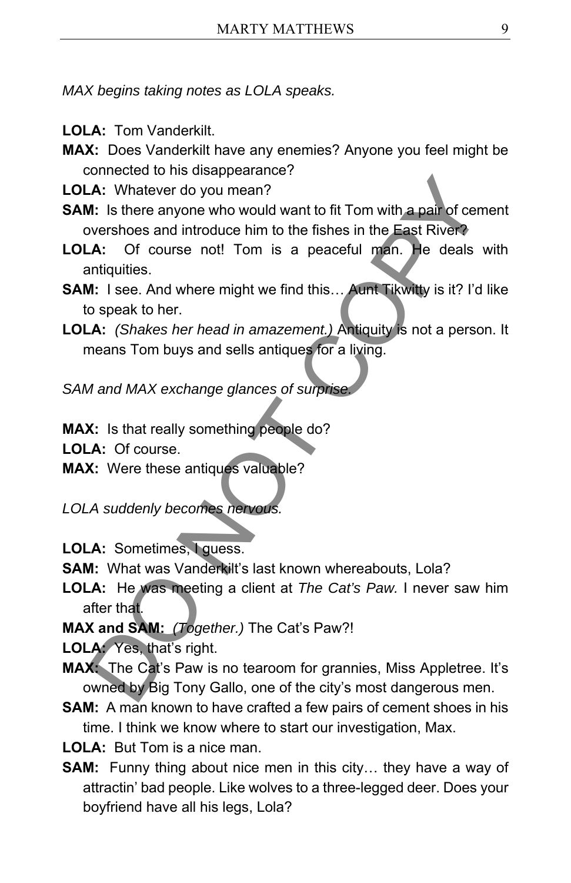*MAX begins taking notes as LOLA speaks.*

**LOLA:** Tom Vanderkilt.

**MAX:** Does Vanderkilt have any enemies? Anyone you feel might be connected to his disappearance?

**LOLA:** Whatever do you mean?

**SAM:** Is there anyone who would want to fit Tom with a pair of cement overshoes and introduce him to the fishes in the East River?

**LOLA:** Of course not! Tom is a peaceful man. He deals with antiquities.

**SAM:** I see. And where might we find this… Aunt Tikwitty is it? I'd like to speak to her.

**LOLA:** *(Shakes her head in amazement.)* Antiquity is not a person. It means Tom buys and sells antiques for a living.

*SAM and MAX exchange glances of surprise.*

**MAX:** Is that really something people do?

**LOLA:** Of course.

**MAX:** Were these antiques valuable?

*LOLA suddenly becomes nervous.*

**LOLA:** Sometimes, I guess.

**SAM:** What was Vanderkilt's last known whereabouts, Lola?

**LOLA:** He was meeting a client at *The Cat's Paw.* I never saw him after that.

**MAX and SAM:** *(Together.)* The Cat's Paw?!

**LOLA:** Yes, that's right.

**MAX:** The Cat's Paw is no tearoom for grannies, Miss Appletree. It's owned by Big Tony Gallo, one of the city's most dangerous men.

**SAM:** A man known to have crafted a few pairs of cement shoes in his time. I think we know where to start our investigation, Max.

**LOLA:** But Tom is a nice man.

**SAM:** Funny thing about nice men in this city… they have a way of attractin' bad people. Like wolves to a three-legged deer. Does your boyfriend have all his legs, Lola?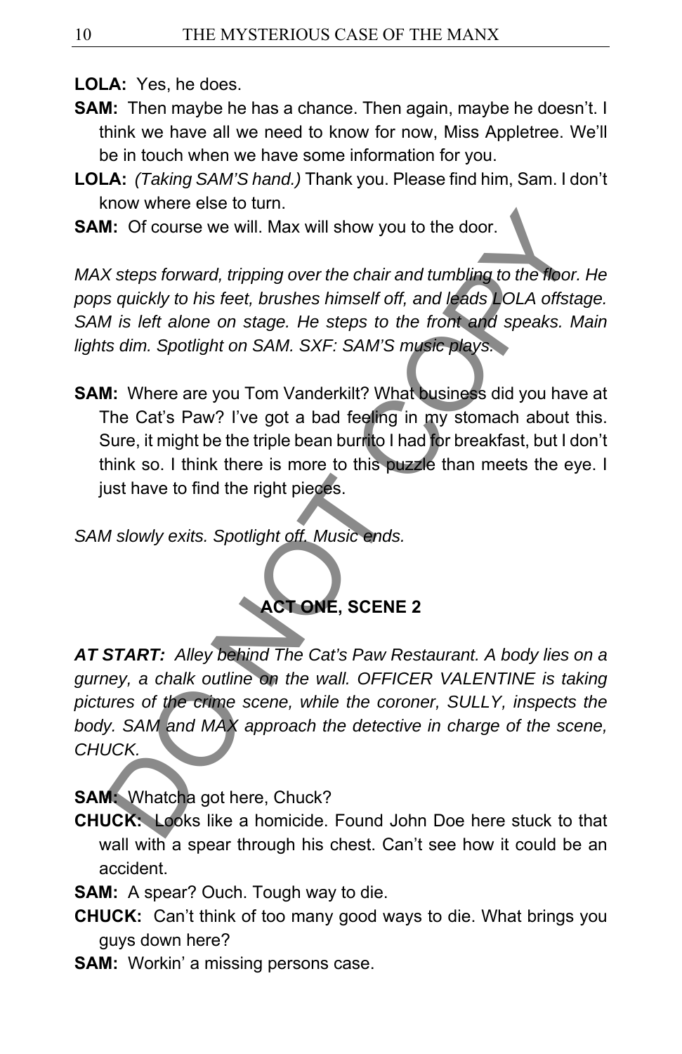**LOLA:** Yes, he does.

**SAM:** Then maybe he has a chance. Then again, maybe he doesn't. I think we have all we need to know for now, Miss Appletree. We'll be in touch when we have some information for you.

**LOLA:** *(Taking SAM'S hand.)* Thank you. Please find him, Sam. I don't know where else to turn.

**SAM:** Of course we will. Max will show you to the door.

*MAX steps forward, tripping over the chair and tumbling to the floor. He pops quickly to his feet, brushes himself off, and leads LOLA offstage. SAM is left alone on stage. He steps to the front and speaks. Main lights dim. Spotlight on SAM. SXF: SAM'S music plays.*

**SAM:** Where are you Tom Vanderkilt? What business did you have at The Cat's Paw? I've got a bad feeling in my stomach about this. Sure, it might be the triple bean burrito I had for breakfast, but I don't think so. I think there is more to this puzzle than meets the eye. I just have to find the right pieces.

*SAM slowly exits. Spotlight off. Music ends.*

## ACT ONE, SCENE 2

***AT START:*** *Alley behind The Cat's Paw Restaurant. A body lies on a gurney, a chalk outline on the wall. OFFICER VALENTINE is taking pictures of the crime scene, while the coroner, SULLY, inspects the body. SAM and MAX approach the detective in charge of the scene, CHUCK.*

**SAM:** Whatcha got here, Chuck?

**CHUCK:** Looks like a homicide. Found John Doe here stuck to that wall with a spear through his chest. Can't see how it could be an accident.

**SAM:** A spear? Ouch. Tough way to die.

**CHUCK:** Can't think of too many good ways to die. What brings you guys down here?

**SAM:** Workin' a missing persons case.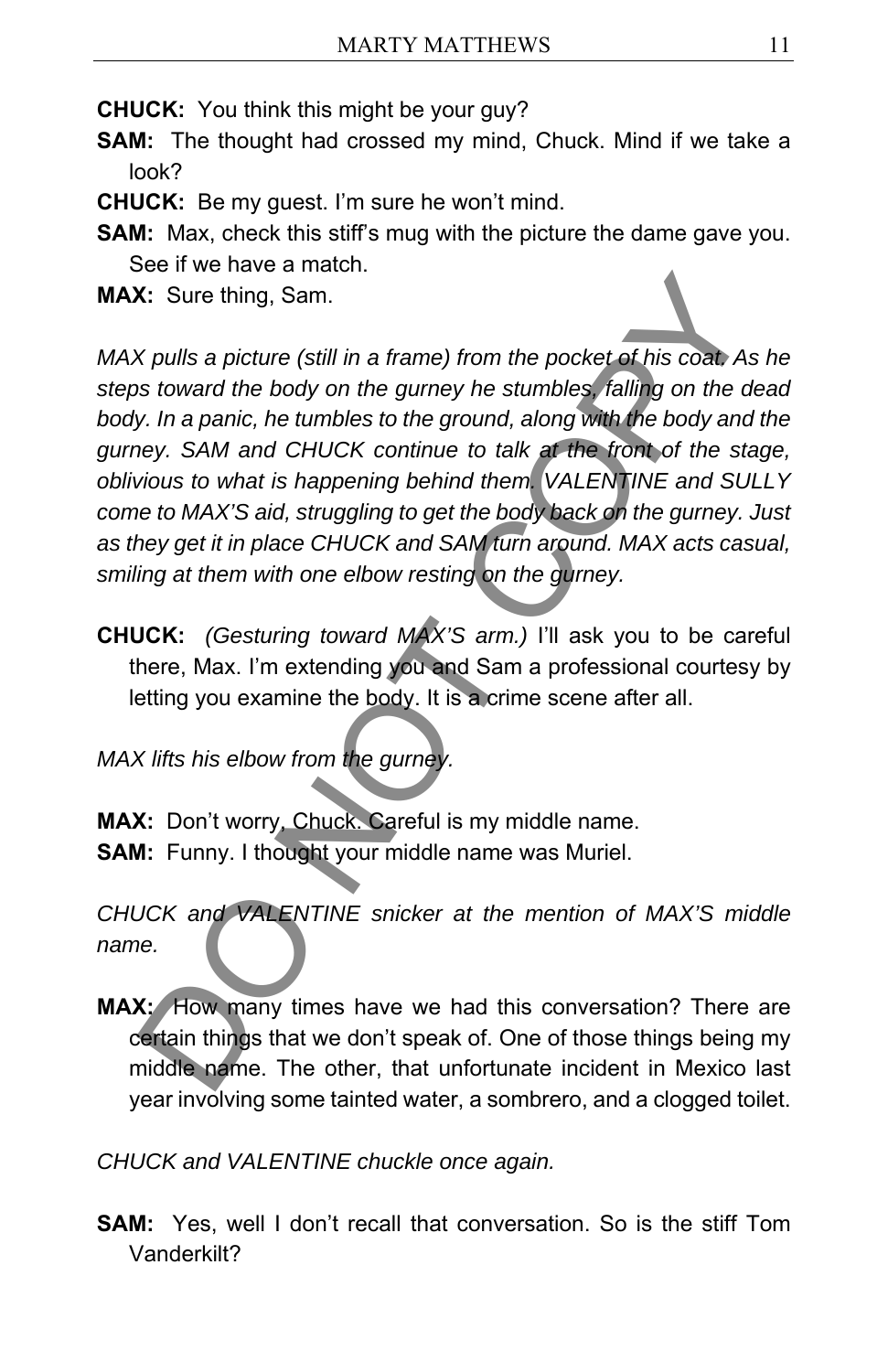**CHUCK:** You think this might be your guy?

**SAM:** The thought had crossed my mind, Chuck. Mind if we take a look?

**CHUCK:** Be my guest. I'm sure he won't mind.

**SAM:** Max, check this stiff's mug with the picture the dame gave you. See if we have a match.

**MAX:** Sure thing, Sam.

*MAX pulls a picture (still in a frame) from the pocket of his coat. As he steps toward the body on the gurney he stumbles, falling on the dead body. In a panic, he tumbles to the ground, along with the body and the gurney. SAM and CHUCK continue to talk at the front of the stage, oblivious to what is happening behind them. VALENTINE and SULLY come to MAX'S aid, struggling to get the body back on the gurney. Just as they get it in place CHUCK and SAM turn around. MAX acts casual, smiling at them with one elbow resting on the gurney.*

**CHUCK:** *(Gesturing toward MAX'S arm.)* I'll ask you to be careful there, Max. I'm extending you and Sam a professional courtesy by letting you examine the body. It is a crime scene after all.

*MAX lifts his elbow from the gurney.*

**MAX:** Don't worry, Chuck. Careful is my middle name.

**SAM:** Funny. I thought your middle name was Muriel.

*CHUCK and VALENTINE snicker at the mention of MAX'S middle name.*

**MAX:** How many times have we had this conversation? There are certain things that we don't speak of. One of those things being my middle name. The other, that unfortunate incident in Mexico last year involving some tainted water, a sombrero, and a clogged toilet.

*CHUCK and VALENTINE chuckle once again.*

**SAM:** Yes, well I don't recall that conversation. So is the stiff Tom Vanderkilt?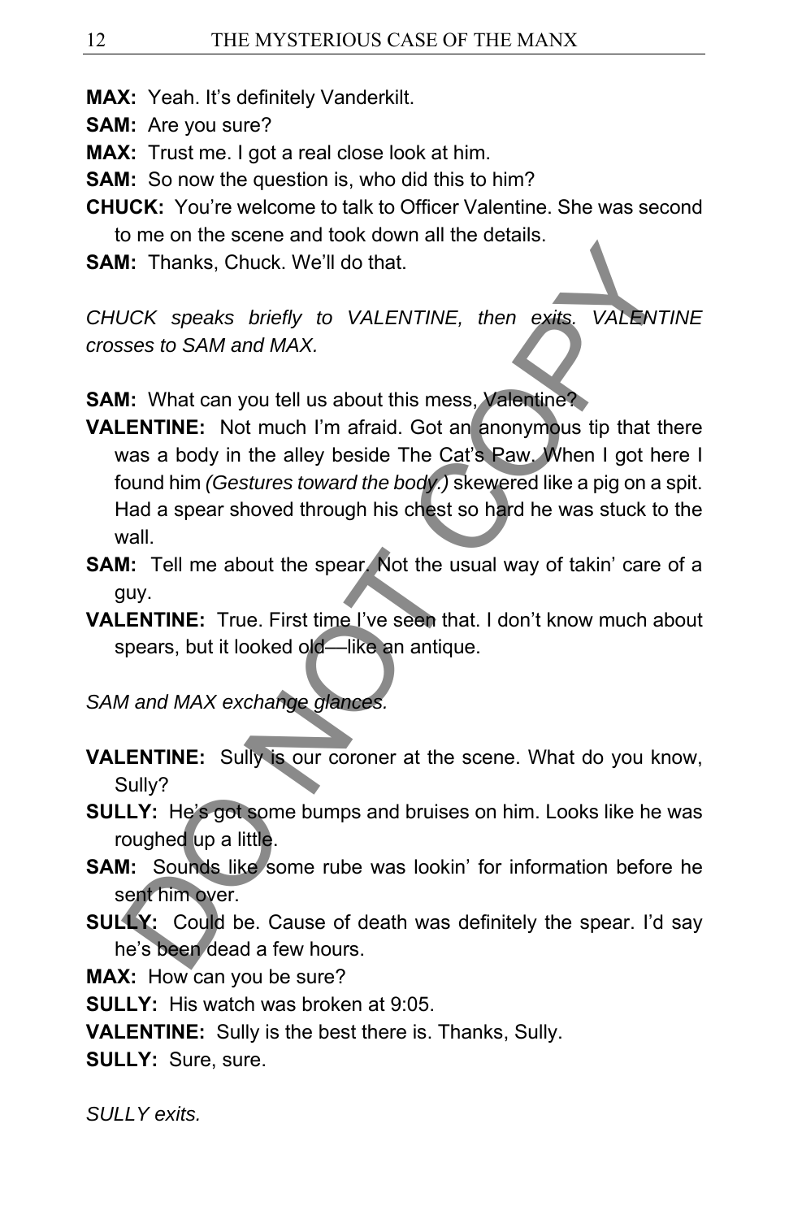**MAX:** Yeah. It's definitely Vanderkilt.

**SAM:** Are you sure?

**MAX:** Trust me. I got a real close look at him.

**SAM:** So now the question is, who did this to him?

**CHUCK:** You're welcome to talk to Officer Valentine. She was second to me on the scene and took down all the details.

**SAM:** Thanks, Chuck. We'll do that.

*CHUCK speaks briefly to VALENTINE, then exits. VALENTINE crosses to SAM and MAX.*

**SAM:** What can you tell us about this mess, Valentine?

**VALENTINE:** Not much I'm afraid. Got an anonymous tip that there was a body in the alley beside The Cat's Paw. When I got here I found him *(Gestures toward the body.)* skewered like a pig on a spit. Had a spear shoved through his chest so hard he was stuck to the wall.

**SAM:** Tell me about the spear. Not the usual way of takin' care of a guy.

**VALENTINE:** True. First time I've seen that. I don't know much about spears, but it looked old—like an antique.

*SAM and MAX exchange glances.*

**VALENTINE:** Sully is our coroner at the scene. What do you know, Sully?

**SULLY:** He's got some bumps and bruises on him. Looks like he was roughed up a little.

**SAM:** Sounds like some rube was lookin' for information before he sent him over.

**SULLY:** Could be. Cause of death was definitely the spear. I'd say he's been dead a few hours.

**MAX:** How can you be sure?

**SULLY:** His watch was broken at 9:05.

**VALENTINE:** Sully is the best there is. Thanks, Sully.

**SULLY:** Sure, sure.

*SULLY exits.*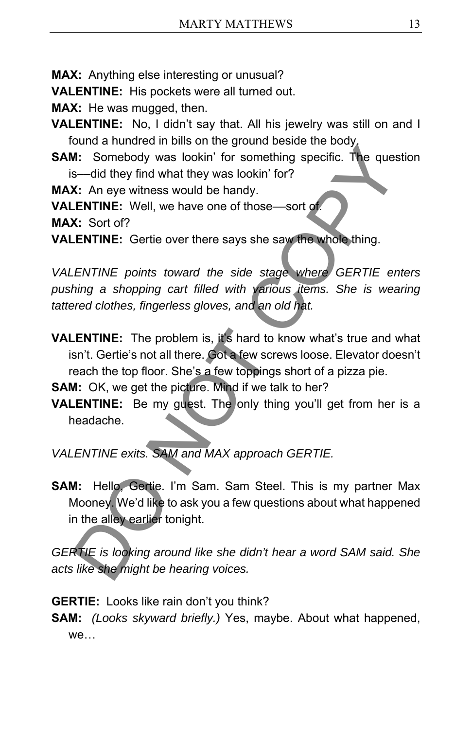**MAX:** Anything else interesting or unusual?

**VALENTINE:** His pockets were all turned out.

**MAX:** He was mugged, then.

**VALENTINE:** No, I didn't say that. All his jewelry was still on and I found a hundred in bills on the ground beside the body.

**SAM:** Somebody was lookin' for something specific. The question is––did they find what they was lookin' for?

**MAX:** An eye witness would be handy.

**VALENTINE:** Well, we have one of those––sort of.

**MAX:** Sort of?

**VALENTINE:** Gertie over there says she saw the whole thing.

*VALENTINE points toward the side stage where GERTIE enters pushing a shopping cart filled with various items. She is wearing tattered clothes, fingerless gloves, and an old hat.*

**VALENTINE:** The problem is, it's hard to know what's true and what isn't. Gertie's not all there. Got a few screws loose. Elevator doesn't reach the top floor. She's a few toppings short of a pizza pie.

**SAM:** OK, we get the picture. Mind if we talk to her?

**VALENTINE:** Be my guest. The only thing you'll get from her is a headache.

*VALENTINE exits. SAM and MAX approach GERTIE.*

**SAM:** Hello, Gertie. I'm Sam. Sam Steel. This is my partner Max Mooney. We'd like to ask you a few questions about what happened in the alley earlier tonight.

*GERTIE is looking around like she didn't hear a word SAM said. She acts like she might be hearing voices.*

**GERTIE:** Looks like rain don't you think?

**SAM:** *(Looks skyward briefly.)* Yes, maybe. About what happened, we…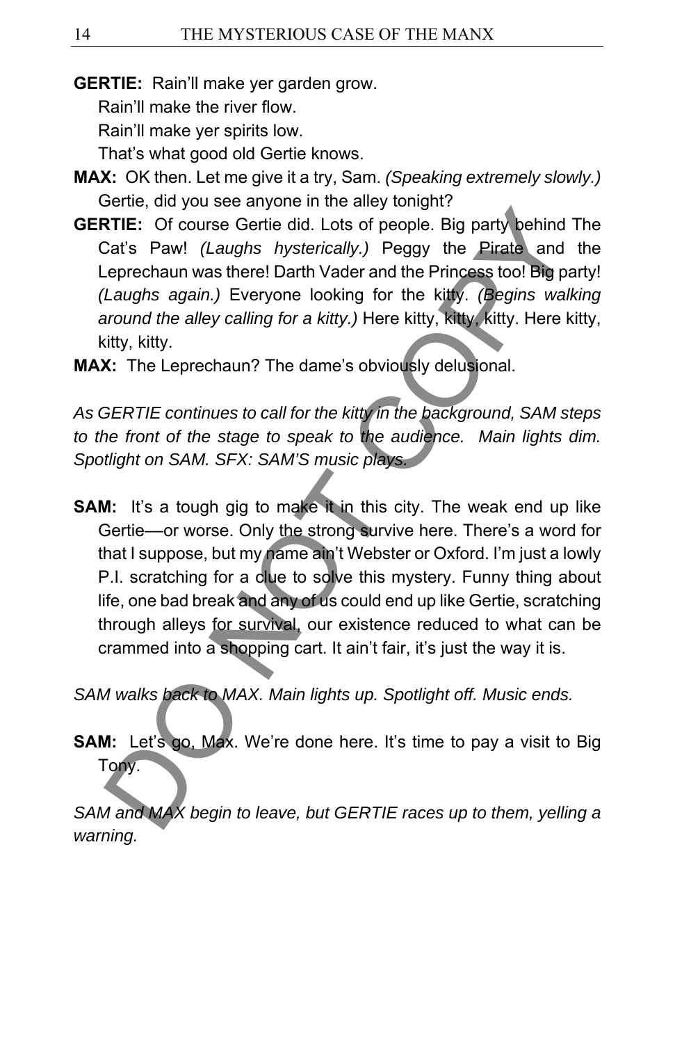**GERTIE:** Rain'll make yer garden grow.
Rain'll make the river flow.
Rain'll make yer spirits low.
That's what good old Gertie knows.

**MAX:** OK then. Let me give it a try, Sam. *(Speaking extremely slowly.)* Gertie, did you see anyone in the alley tonight?

**GERTIE:** Of course Gertie did. Lots of people. Big party behind The Cat's Paw! *(Laughs hysterically.)* Peggy the Pirate and the Leprechaun was there! Darth Vader and the Princess too! Big party! *(Laughs again.)* Everyone looking for the kitty. *(Begins walking around the alley calling for a kitty.)* Here kitty, kitty, kitty. Here kitty, kitty, kitty.

**MAX:** The Leprechaun? The dame's obviously delusional.

*As GERTIE continues to call for the kitty in the background, SAM steps to the front of the stage to speak to the audience. Main lights dim. Spotlight on SAM. SFX: SAM'S music plays.*

**SAM:** It's a tough gig to make it in this city. The weak end up like Gertie—or worse. Only the strong survive here. There's a word for that I suppose, but my name ain't Webster or Oxford. I'm just a lowly P.I. scratching for a clue to solve this mystery. Funny thing about life, one bad break and any of us could end up like Gertie, scratching through alleys for survival, our existence reduced to what can be crammed into a shopping cart. It ain't fair, it's just the way it is.

*SAM walks back to MAX. Main lights up. Spotlight off. Music ends.*

**SAM:** Let's go, Max. We're done here. It's time to pay a visit to Big Tony.

*SAM and MAX begin to leave, but GERTIE races up to them, yelling a warning.*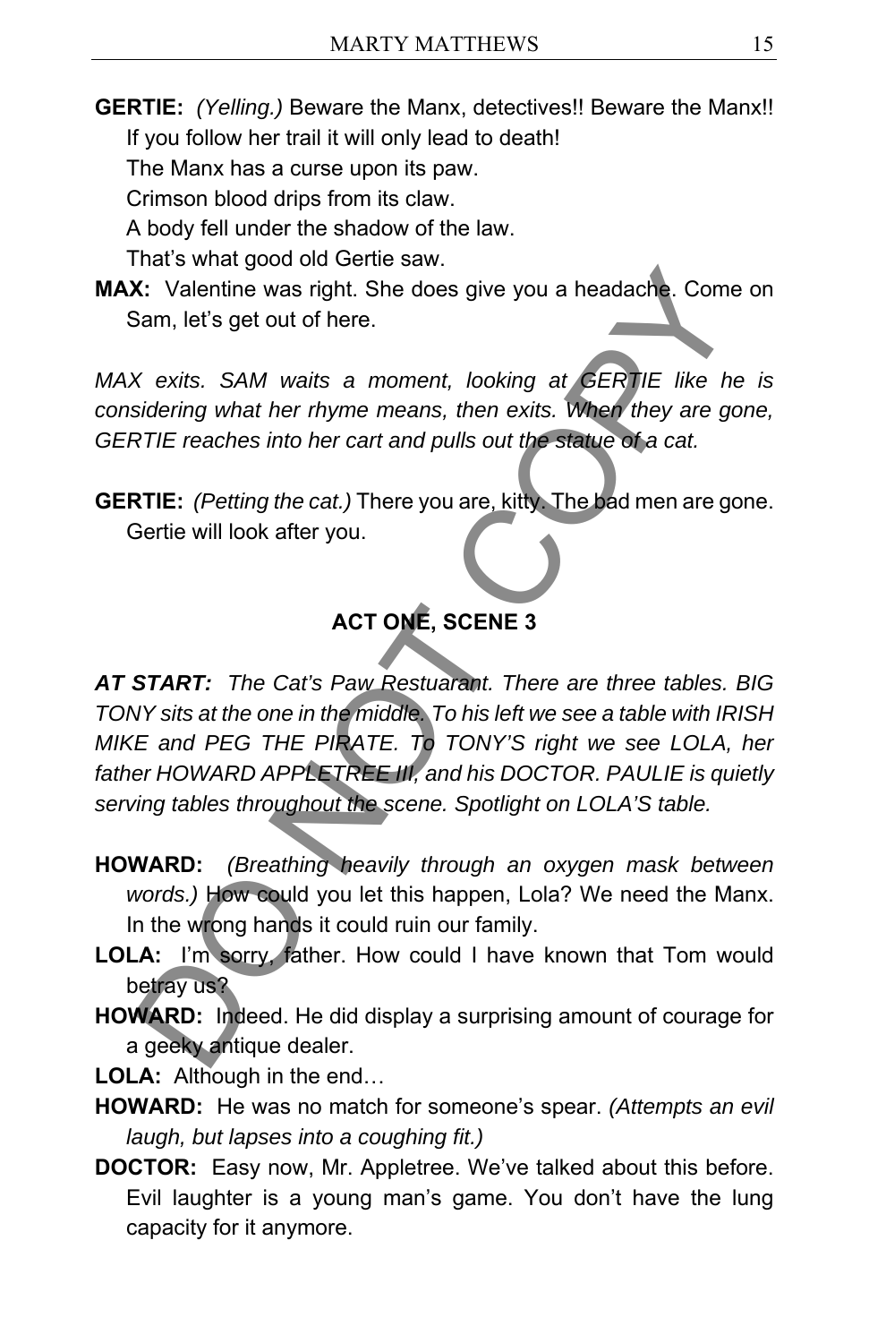**GERTIE:** *(Yelling.)* Beware the Manx, detectives!! Beware the Manx!! If you follow her trail it will only lead to death!
The Manx has a curse upon its paw.
Crimson blood drips from its claw.
A body fell under the shadow of the law.
That's what good old Gertie saw.

**MAX:** Valentine was right. She does give you a headache. Come on Sam, let's get out of here.

*MAX exits. SAM waits a moment, looking at GERTIE like he is considering what her rhyme means, then exits. When they are gone, GERTIE reaches into her cart and pulls out the statue of a cat.*

**GERTIE:** *(Petting the cat.)* There you are, kitty. The bad men are gone. Gertie will look after you.

## ACT ONE, SCENE 3

***AT START:** The Cat's Paw Restuarant. There are three tables. BIG TONY sits at the one in the middle. To his left we see a table with IRISH MIKE and PEG THE PIRATE. To TONY'S right we see LOLA, her father HOWARD APPLETREE III, and his DOCTOR. PAULIE is quietly serving tables throughout the scene. Spotlight on LOLA'S table.*

**HOWARD:** *(Breathing heavily through an oxygen mask between words.)* How could you let this happen, Lola? We need the Manx. In the wrong hands it could ruin our family.

**LOLA:** I'm sorry, father. How could I have known that Tom would betray us?

**HOWARD:** Indeed. He did display a surprising amount of courage for a geeky antique dealer.

**LOLA:** Although in the end…

**HOWARD:** He was no match for someone's spear. *(Attempts an evil laugh, but lapses into a coughing fit.)*

**DOCTOR:** Easy now, Mr. Appletree. We've talked about this before. Evil laughter is a young man's game. You don't have the lung capacity for it anymore.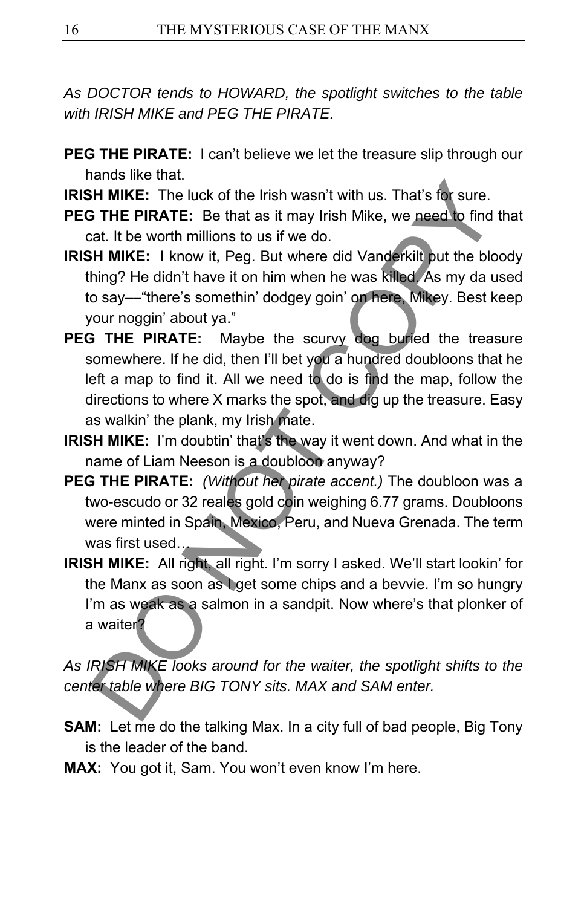*As DOCTOR tends to HOWARD, the spotlight switches to the table with IRISH MIKE and PEG THE PIRATE.*

**PEG THE PIRATE:** I can't believe we let the treasure slip through our hands like that.

**IRISH MIKE:** The luck of the Irish wasn't with us. That's for sure.

**PEG THE PIRATE:** Be that as it may Irish Mike, we need to find that cat. It be worth millions to us if we do.

**IRISH MIKE:** I know it, Peg. But where did Vanderkilt put the bloody thing? He didn't have it on him when he was killed. As my da used to say—"there's somethin' dodgey goin' on here, Mikey. Best keep your noggin' about ya."

**PEG THE PIRATE:** Maybe the scurvy dog buried the treasure somewhere. If he did, then I'll bet you a hundred doubloons that he left a map to find it. All we need to do is find the map, follow the directions to where X marks the spot, and dig up the treasure. Easy as walkin' the plank, my Irish mate.

**IRISH MIKE:** I'm doubtin' that's the way it went down. And what in the name of Liam Neeson is a doubloon anyway?

**PEG THE PIRATE:** *(Without her pirate accent.)* The doubloon was a two-escudo or 32 reales gold coin weighing 6.77 grams. Doubloons were minted in Spain, Mexico, Peru, and Nueva Grenada. The term was first used…

**IRISH MIKE:** All right, all right. I'm sorry I asked. We'll start lookin' for the Manx as soon as I get some chips and a bevvie. I'm so hungry I'm as weak as a salmon in a sandpit. Now where's that plonker of a waiter?

*As IRISH MIKE looks around for the waiter, the spotlight shifts to the center table where BIG TONY sits. MAX and SAM enter.*

**SAM:** Let me do the talking Max. In a city full of bad people, Big Tony is the leader of the band.

**MAX:** You got it, Sam. You won't even know I'm here.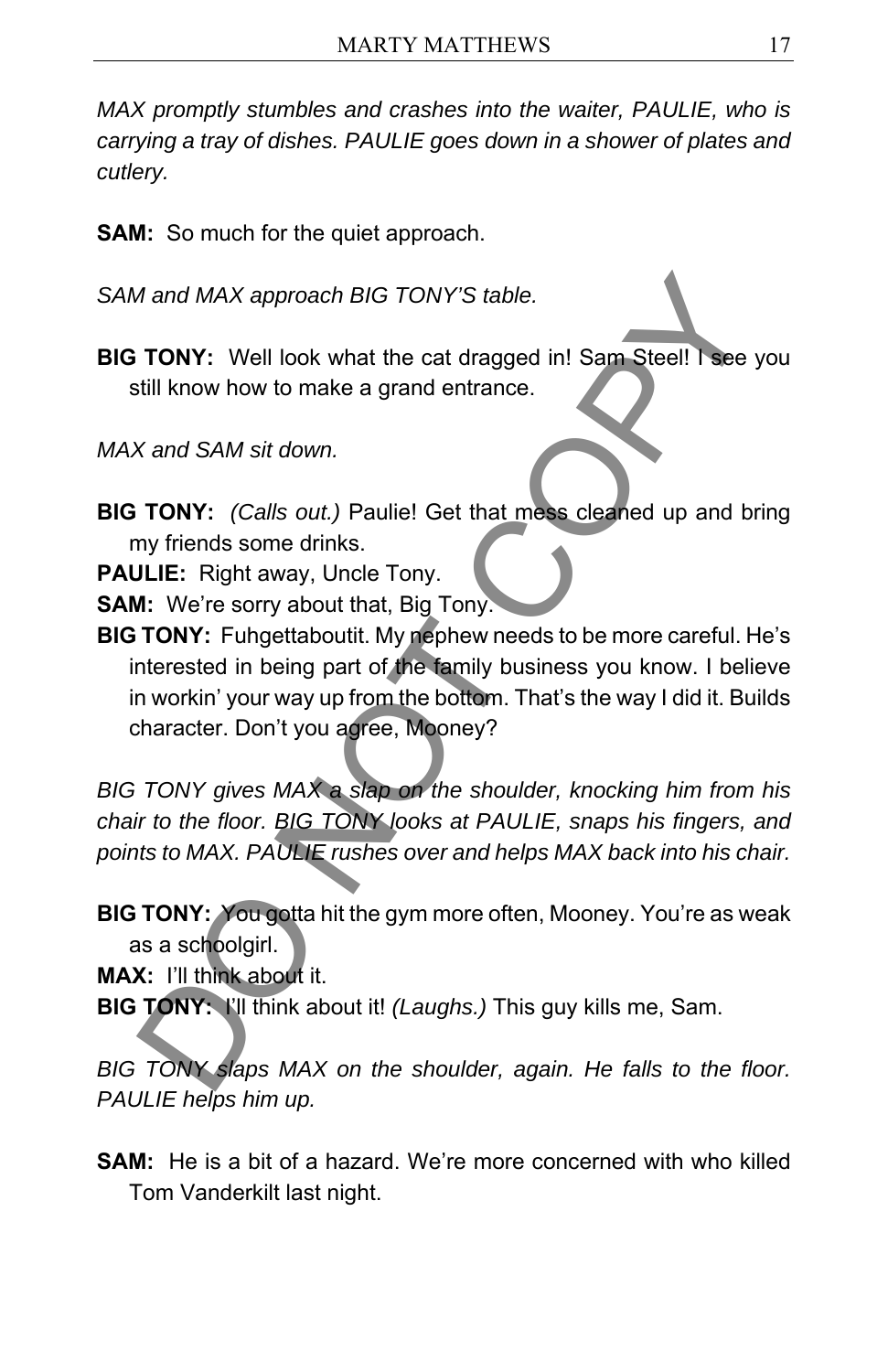*MAX promptly stumbles and crashes into the waiter, PAULIE, who is carrying a tray of dishes. PAULIE goes down in a shower of plates and cutlery.*

**SAM:** So much for the quiet approach.

*SAM and MAX approach BIG TONY'S table.*

**BIG TONY:** Well look what the cat dragged in! Sam Steel! I see you still know how to make a grand entrance.

*MAX and SAM sit down.*

**BIG TONY:** *(Calls out.)* Paulie! Get that mess cleaned up and bring my friends some drinks.

**PAULIE:** Right away, Uncle Tony.

**SAM:** We're sorry about that, Big Tony.

**BIG TONY:** Fuhgettaboutit. My nephew needs to be more careful. He's interested in being part of the family business you know. I believe in workin' your way up from the bottom. That's the way I did it. Builds character. Don't you agree, Mooney?

*BIG TONY gives MAX a slap on the shoulder, knocking him from his chair to the floor. BIG TONY looks at PAULIE, snaps his fingers, and points to MAX. PAULIE rushes over and helps MAX back into his chair.*

**BIG TONY:** You gotta hit the gym more often, Mooney. You're as weak as a schoolgirl.

**MAX:** I'll think about it.

**BIG TONY:** I'll think about it! *(Laughs.)* This guy kills me, Sam.

*BIG TONY slaps MAX on the shoulder, again. He falls to the floor. PAULIE helps him up.*

**SAM:** He is a bit of a hazard. We're more concerned with who killed Tom Vanderkilt last night.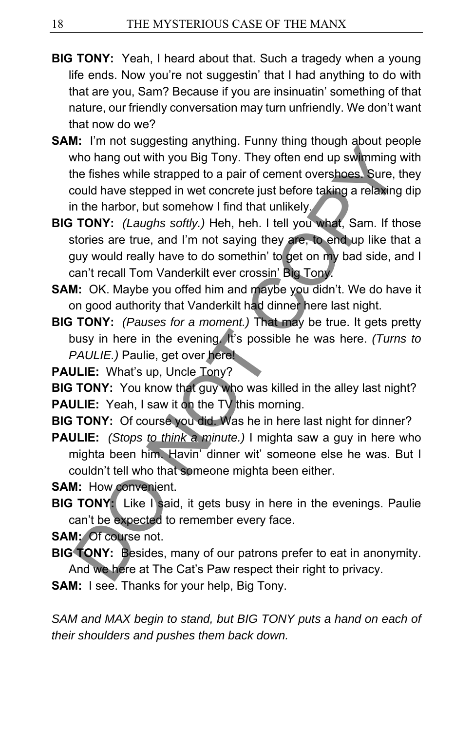**BIG TONY:** Yeah, I heard about that. Such a tragedy when a young life ends. Now you're not suggestin' that I had anything to do with that are you, Sam? Because if you are insinuatin' something of that nature, our friendly conversation may turn unfriendly. We don't want that now do we?

**SAM:** I'm not suggesting anything. Funny thing though about people who hang out with you Big Tony. They often end up swimming with the fishes while strapped to a pair of cement overshoes. Sure, they could have stepped in wet concrete just before taking a relaxing dip in the harbor, but somehow I find that unlikely.

**BIG TONY:** *(Laughs softly.)* Heh, heh. I tell you what, Sam. If those stories are true, and I'm not saying they are, to end up like that a guy would really have to do somethin' to get on my bad side, and I can't recall Tom Vanderkilt ever crossin' Big Tony.

**SAM:** OK. Maybe you offed him and maybe you didn't. We do have it on good authority that Vanderkilt had dinner here last night.

**BIG TONY:** *(Pauses for a moment.)* That may be true. It gets pretty busy in here in the evening. It's possible he was here. *(Turns to PAULIE.)* Paulie, get over here!

**PAULIE:** What's up, Uncle Tony?

**BIG TONY:** You know that guy who was killed in the alley last night?

**PAULIE:** Yeah, I saw it on the TV this morning.

**BIG TONY:** Of course you did. Was he in here last night for dinner?

**PAULIE:** *(Stops to think a minute.)* I mighta saw a guy in here who mighta been him. Havin' dinner wit' someone else he was. But I couldn't tell who that someone mighta been either.

**SAM:** How convenient.

**BIG TONY:** Like I said, it gets busy in here in the evenings. Paulie can't be expected to remember every face.

**SAM:** Of course not.

**BIG TONY:** Besides, many of our patrons prefer to eat in anonymity. And we here at The Cat's Paw respect their right to privacy.

**SAM:** I see. Thanks for your help, Big Tony.

*SAM and MAX begin to stand, but BIG TONY puts a hand on each of their shoulders and pushes them back down.*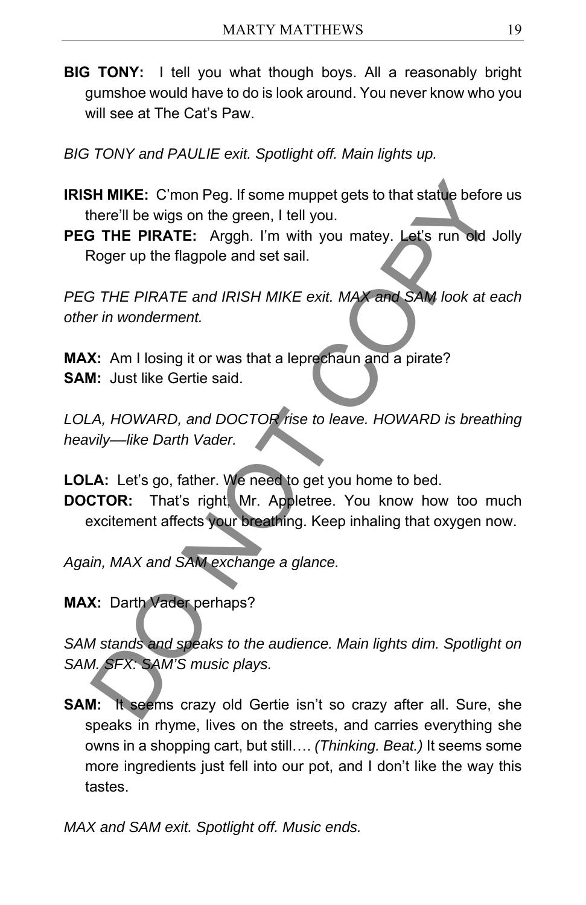**BIG TONY:** I tell you what though boys. All a reasonably bright gumshoe would have to do is look around. You never know who you will see at The Cat's Paw.

*BIG TONY and PAULIE exit. Spotlight off. Main lights up.*

**IRISH MIKE:** C'mon Peg. If some muppet gets to that statue before us there'll be wigs on the green, I tell you.

**PEG THE PIRATE:** Arggh. I'm with you matey. Let's run old Jolly Roger up the flagpole and set sail.

*PEG THE PIRATE and IRISH MIKE exit. MAX and SAM look at each other in wonderment.*

**MAX:** Am I losing it or was that a leprechaun and a pirate?

**SAM:** Just like Gertie said.

*LOLA, HOWARD, and DOCTOR rise to leave. HOWARD is breathing heavily—like Darth Vader.*

**LOLA:** Let's go, father. We need to get you home to bed.

**DOCTOR:** That's right, Mr. Appletree. You know how too much excitement affects your breathing. Keep inhaling that oxygen now.

*Again, MAX and SAM exchange a glance.*

**MAX:** Darth Vader perhaps?

*SAM stands and speaks to the audience. Main lights dim. Spotlight on SAM. SFX: SAM'S music plays.*

**SAM:** It seems crazy old Gertie isn't so crazy after all. Sure, she speaks in rhyme, lives on the streets, and carries everything she owns in a shopping cart, but still…. *(Thinking. Beat.)* It seems some more ingredients just fell into our pot, and I don't like the way this tastes.

*MAX and SAM exit. Spotlight off. Music ends.*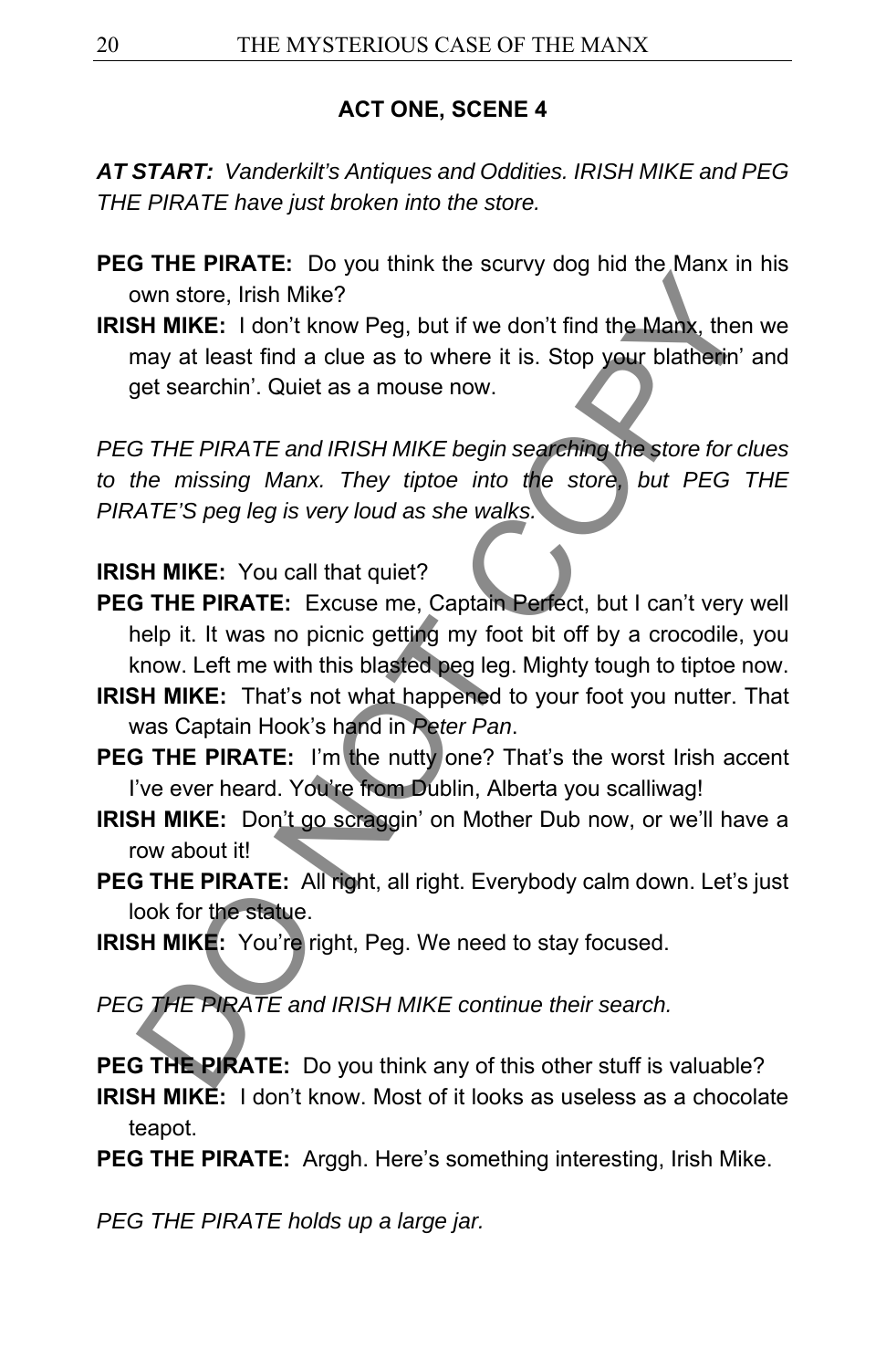**ACT ONE, SCENE 4**

***AT START:*** *Vanderkilt's Antiques and Oddities. IRISH MIKE and PEG THE PIRATE have just broken into the store.*

**PEG THE PIRATE:** Do you think the scurvy dog hid the Manx in his own store, Irish Mike?

**IRISH MIKE:** I don't know Peg, but if we don't find the Manx, then we may at least find a clue as to where it is. Stop your blatherin' and get searchin'. Quiet as a mouse now.

*PEG THE PIRATE and IRISH MIKE begin searching the store for clues to the missing Manx. They tiptoe into the store, but PEG THE PIRATE'S peg leg is very loud as she walks.*

**IRISH MIKE:** You call that quiet?

**PEG THE PIRATE:** Excuse me, Captain Perfect, but I can't very well help it. It was no picnic getting my foot bit off by a crocodile, you know. Left me with this blasted peg leg. Mighty tough to tiptoe now.

**IRISH MIKE:** That's not what happened to your foot you nutter. That was Captain Hook's hand in *Peter Pan*.

**PEG THE PIRATE:** I'm the nutty one? That's the worst Irish accent I've ever heard. You're from Dublin, Alberta you scalliwag!

**IRISH MIKE:** Don't go scraggin' on Mother Dub now, or we'll have a row about it!

**PEG THE PIRATE:** All right, all right. Everybody calm down. Let's just look for the statue.

**IRISH MIKE:** You're right, Peg. We need to stay focused.

*PEG THE PIRATE and IRISH MIKE continue their search.*

**PEG THE PIRATE:** Do you think any of this other stuff is valuable?

**IRISH MIKE:** I don't know. Most of it looks as useless as a chocolate teapot.

**PEG THE PIRATE:** Arggh. Here's something interesting, Irish Mike.

*PEG THE PIRATE holds up a large jar.*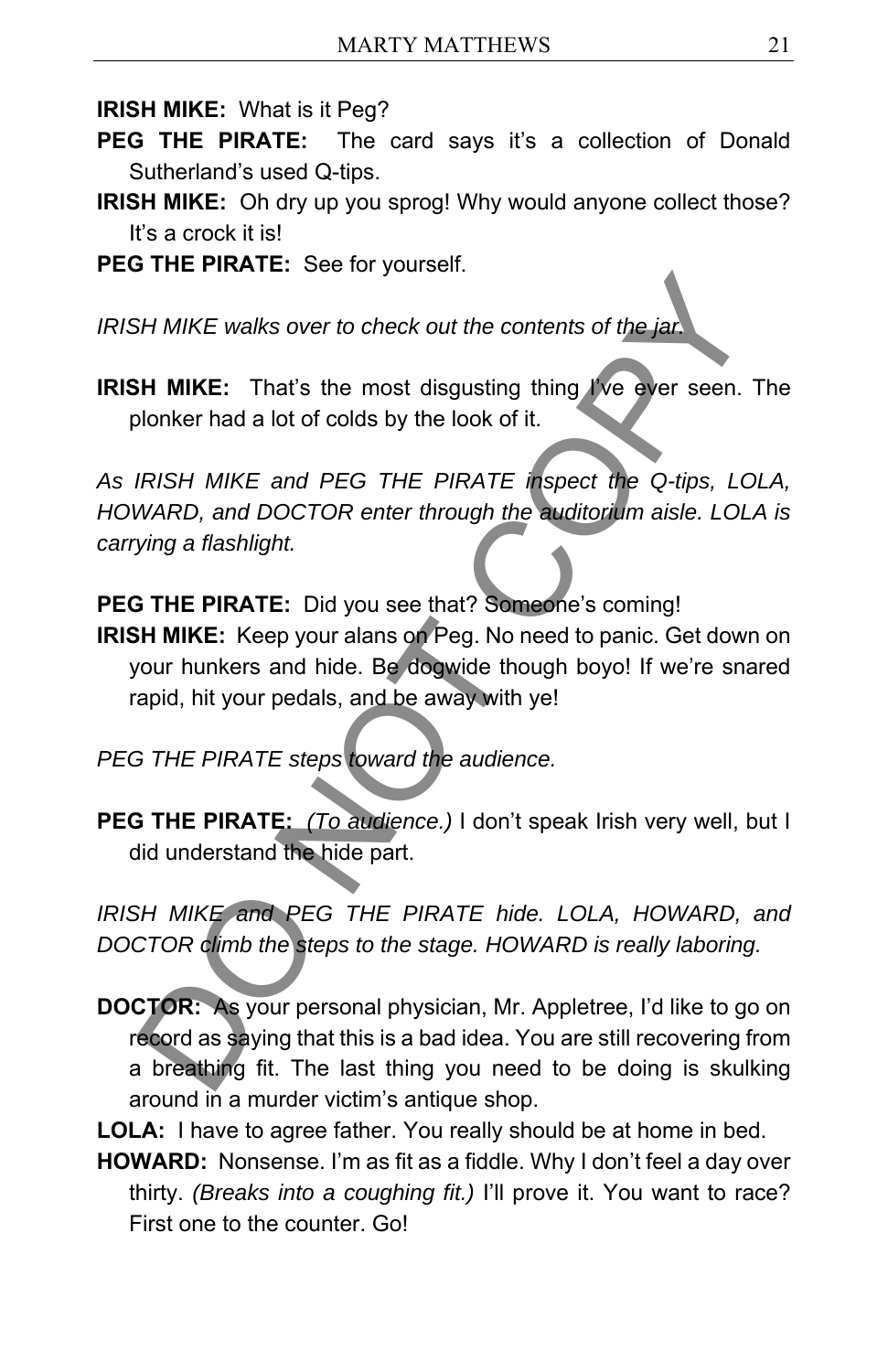**IRISH MIKE:** What is it Peg?

**PEG THE PIRATE:** The card says it's a collection of Donald Sutherland's used Q-tips.

**IRISH MIKE:** Oh dry up you sprog! Why would anyone collect those? It's a crock it is!

**PEG THE PIRATE:** See for yourself.

*IRISH MIKE walks over to check out the contents of the jar.*

**IRISH MIKE:** That's the most disgusting thing I've ever seen. The plonker had a lot of colds by the look of it.

*As IRISH MIKE and PEG THE PIRATE inspect the Q-tips, LOLA, HOWARD, and DOCTOR enter through the auditorium aisle. LOLA is carrying a flashlight.*

**PEG THE PIRATE:** Did you see that? Someone's coming!

**IRISH MIKE:** Keep your alans on Peg. No need to panic. Get down on your hunkers and hide. Be dogwide though boyo! If we're snared rapid, hit your pedals, and be away with ye!

*PEG THE PIRATE steps toward the audience.*

**PEG THE PIRATE:** *(To audience.)* I don't speak Irish very well, but I did understand the hide part.

*IRISH MIKE and PEG THE PIRATE hide. LOLA, HOWARD, and DOCTOR climb the steps to the stage. HOWARD is really laboring.*

**DOCTOR:** As your personal physician, Mr. Appletree, I'd like to go on record as saying that this is a bad idea. You are still recovering from a breathing fit. The last thing you need to be doing is skulking around in a murder victim's antique shop.

**LOLA:** I have to agree father. You really should be at home in bed.

**HOWARD:** Nonsense. I'm as fit as a fiddle. Why I don't feel a day over thirty. *(Breaks into a coughing fit.)* I'll prove it. You want to race? First one to the counter. Go!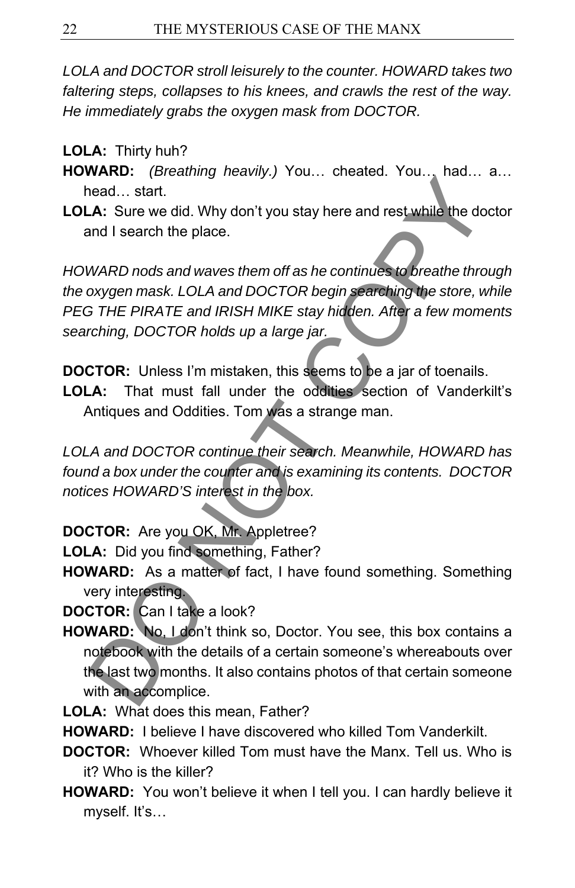*LOLA and DOCTOR stroll leisurely to the counter. HOWARD takes two faltering steps, collapses to his knees, and crawls the rest of the way. He immediately grabs the oxygen mask from DOCTOR.*

**LOLA:** Thirty huh?

**HOWARD:** *(Breathing heavily.)* You… cheated. You… had… a… head… start.

**LOLA:** Sure we did. Why don't you stay here and rest while the doctor and I search the place.

*HOWARD nods and waves them off as he continues to breathe through the oxygen mask. LOLA and DOCTOR begin searching the store, while PEG THE PIRATE and IRISH MIKE stay hidden. After a few moments searching, DOCTOR holds up a large jar.*

**DOCTOR:** Unless I'm mistaken, this seems to be a jar of toenails.

**LOLA:** That must fall under the oddities section of Vanderkilt's Antiques and Oddities. Tom was a strange man.

*LOLA and DOCTOR continue their search. Meanwhile, HOWARD has found a box under the counter and is examining its contents. DOCTOR notices HOWARD'S interest in the box.*

**DOCTOR:** Are you OK, Mr. Appletree?

**LOLA:** Did you find something, Father?

**HOWARD:** As a matter of fact, I have found something. Something very interesting.

**DOCTOR:** Can I take a look?

**HOWARD:** No, I don't think so, Doctor. You see, this box contains a notebook with the details of a certain someone's whereabouts over the last two months. It also contains photos of that certain someone with an accomplice.

**LOLA:** What does this mean, Father?

**HOWARD:** I believe I have discovered who killed Tom Vanderkilt.

**DOCTOR:** Whoever killed Tom must have the Manx. Tell us. Who is it? Who is the killer?

**HOWARD:** You won't believe it when I tell you. I can hardly believe it myself. It's…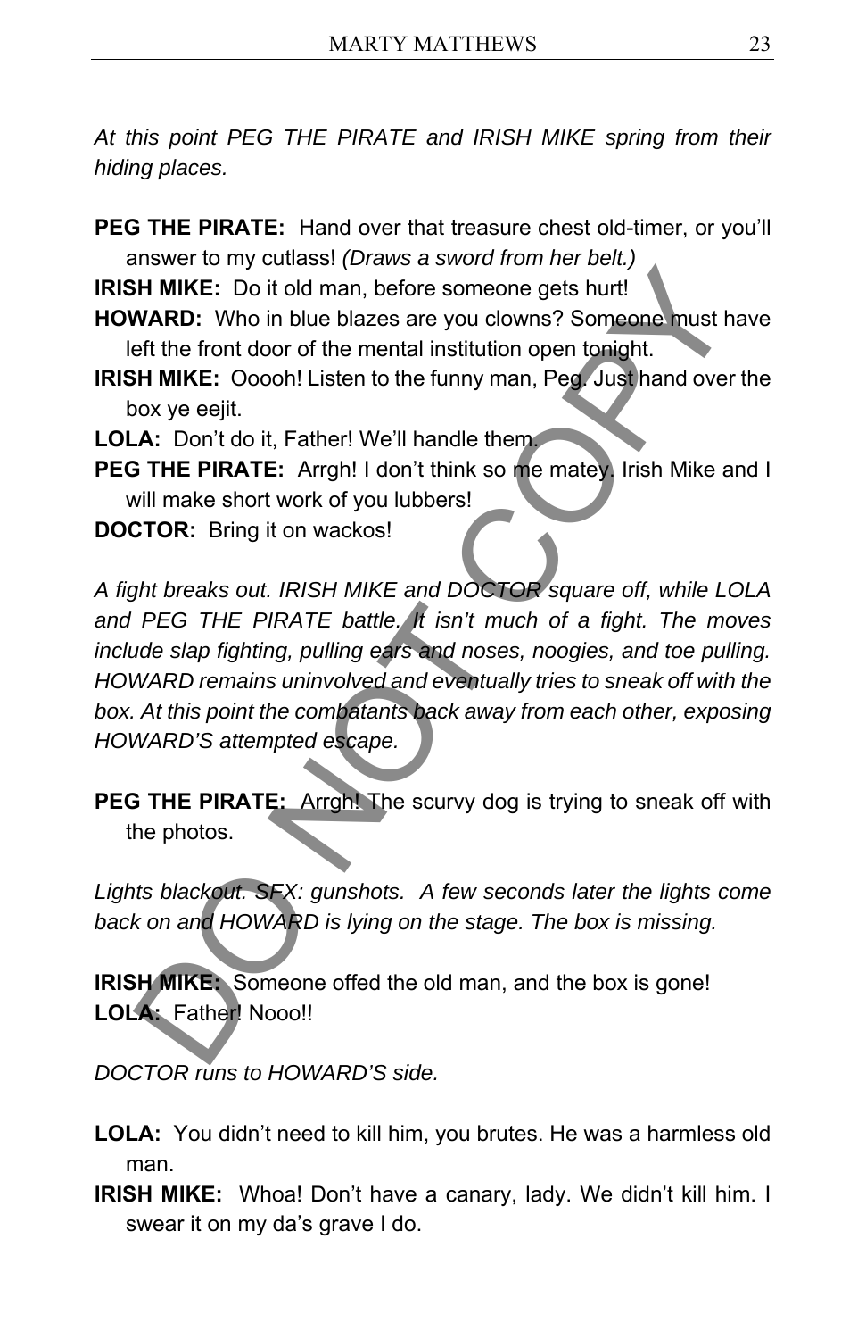*At this point PEG THE PIRATE and IRISH MIKE spring from their hiding places.*

**PEG THE PIRATE:** Hand over that treasure chest old-timer, or you'll answer to my cutlass! *(Draws a sword from her belt.)*

**IRISH MIKE:** Do it old man, before someone gets hurt!

**HOWARD:** Who in blue blazes are you clowns? Someone must have left the front door of the mental institution open tonight.

**IRISH MIKE:** Ooooh! Listen to the funny man, Peg. Just hand over the box ye eejit.

**LOLA:** Don't do it, Father! We'll handle them.

**PEG THE PIRATE:** Arrgh! I don't think so me matey. Irish Mike and I will make short work of you lubbers!

**DOCTOR:** Bring it on wackos!

*A fight breaks out. IRISH MIKE and DOCTOR square off, while LOLA and PEG THE PIRATE battle. It isn't much of a fight. The moves include slap fighting, pulling ears and noses, noogies, and toe pulling. HOWARD remains uninvolved and eventually tries to sneak off with the box. At this point the combatants back away from each other, exposing HOWARD'S attempted escape.*

**PEG THE PIRATE:** Arrgh! The scurvy dog is trying to sneak off with the photos.

*Lights blackout. SFX: gunshots. A few seconds later the lights come back on and HOWARD is lying on the stage. The box is missing.*

**IRISH MIKE:** Someone offed the old man, and the box is gone!

**LOLA:** Father! Nooo!!

*DOCTOR runs to HOWARD'S side.*

**LOLA:** You didn't need to kill him, you brutes. He was a harmless old man.

**IRISH MIKE:** Whoa! Don't have a canary, lady. We didn't kill him. I swear it on my da's grave I do.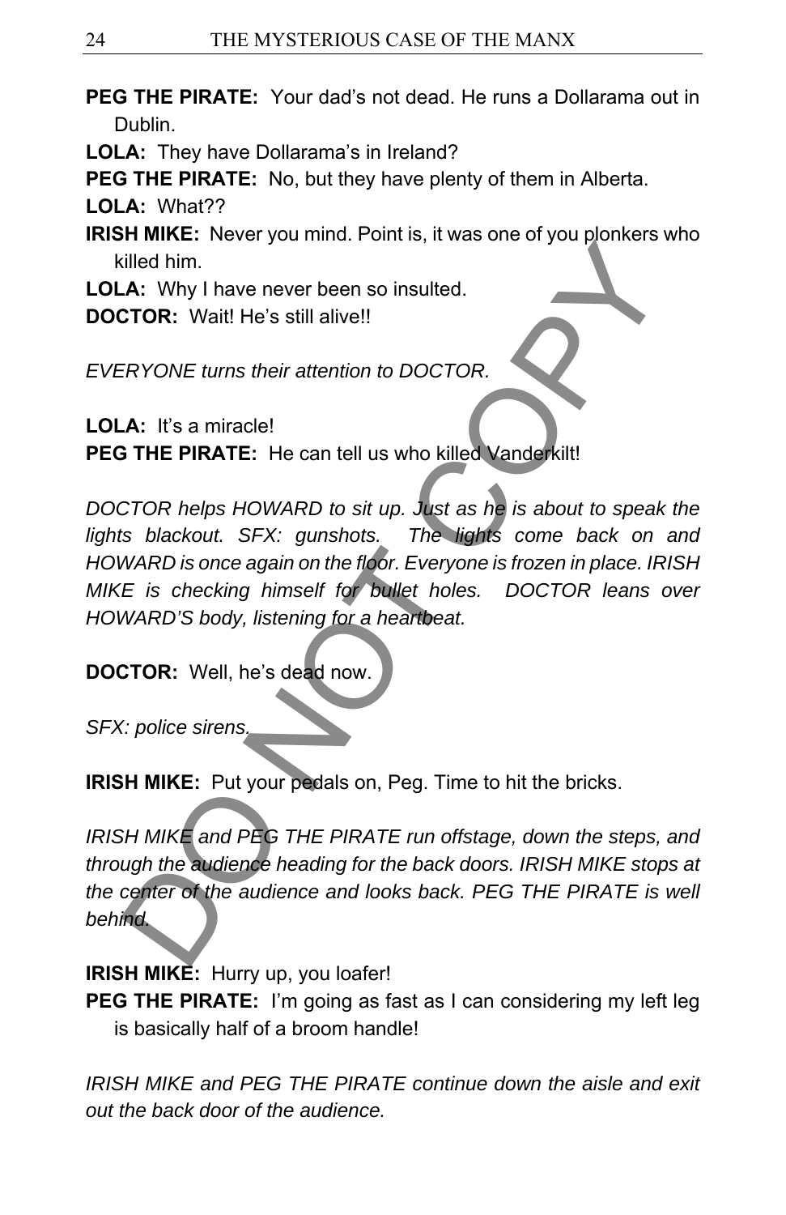**PEG THE PIRATE:** Your dad's not dead. He runs a Dollarama out in Dublin.

**LOLA:** They have Dollarama's in Ireland?

**PEG THE PIRATE:** No, but they have plenty of them in Alberta.

**LOLA:** What??

**IRISH MIKE:** Never you mind. Point is, it was one of you plonkers who killed him.

**LOLA:** Why I have never been so insulted.

**DOCTOR:** Wait! He's still alive!!

*EVERYONE turns their attention to DOCTOR.*

**LOLA:** It's a miracle!

**PEG THE PIRATE:** He can tell us who killed Vanderkilt!

*DOCTOR helps HOWARD to sit up. Just as he is about to speak the lights blackout. SFX: gunshots. The lights come back on and HOWARD is once again on the floor. Everyone is frozen in place. IRISH MIKE is checking himself for bullet holes. DOCTOR leans over HOWARD'S body, listening for a heartbeat.*

**DOCTOR:** Well, he's dead now.

*SFX: police sirens.*

**IRISH MIKE:** Put your pedals on, Peg. Time to hit the bricks.

*IRISH MIKE and PEG THE PIRATE run offstage, down the steps, and through the audience heading for the back doors. IRISH MIKE stops at the center of the audience and looks back. PEG THE PIRATE is well behind.*

**IRISH MIKE:** Hurry up, you loafer!

**PEG THE PIRATE:** I'm going as fast as I can considering my left leg is basically half of a broom handle!

*IRISH MIKE and PEG THE PIRATE continue down the aisle and exit out the back door of the audience.*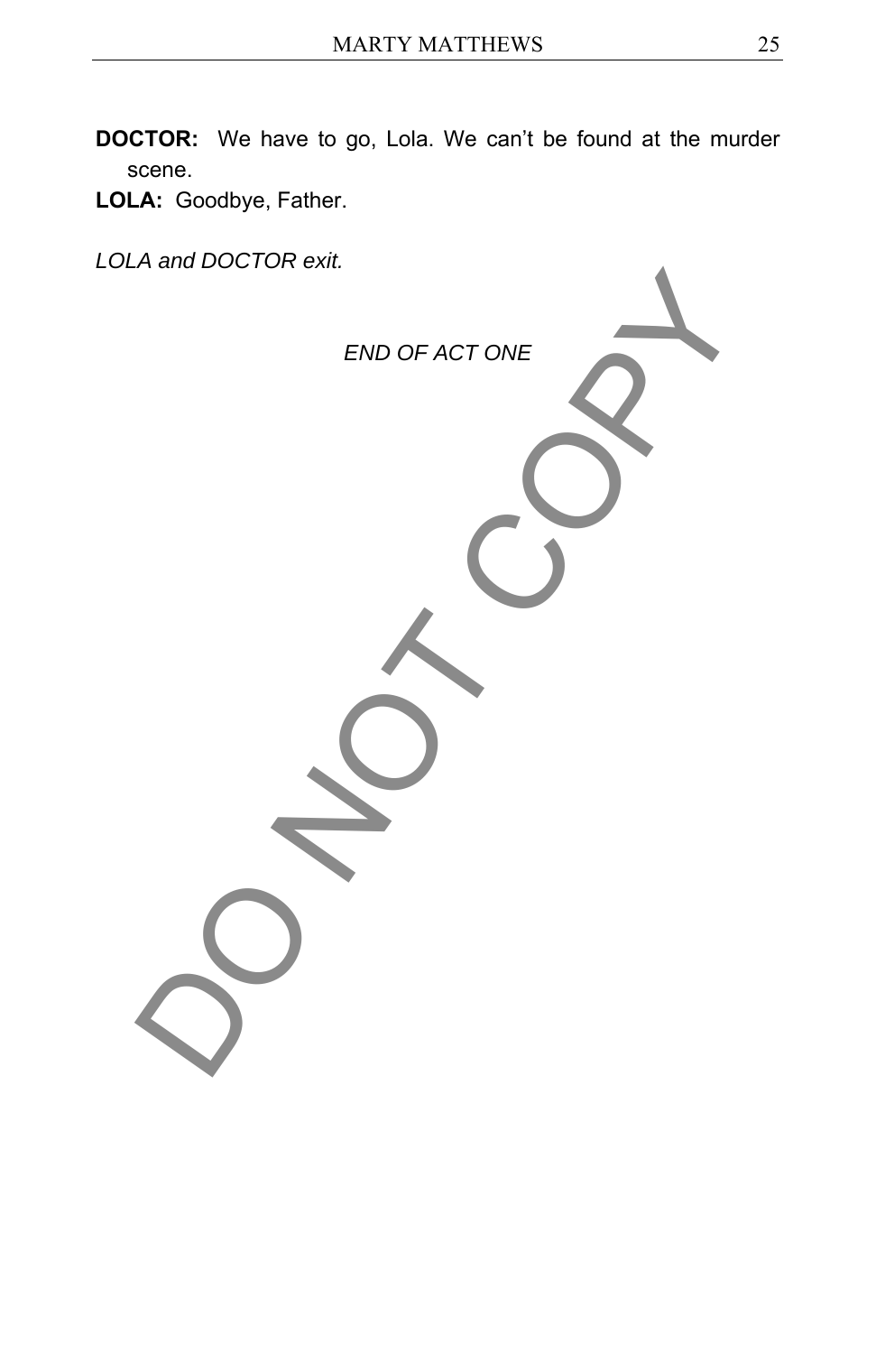**DOCTOR:** We have to go, Lola. We can't be found at the murder scene.

**LOLA:** Goodbye, Father.

*LOLA and DOCTOR exit.*

*END OF ACT ONE*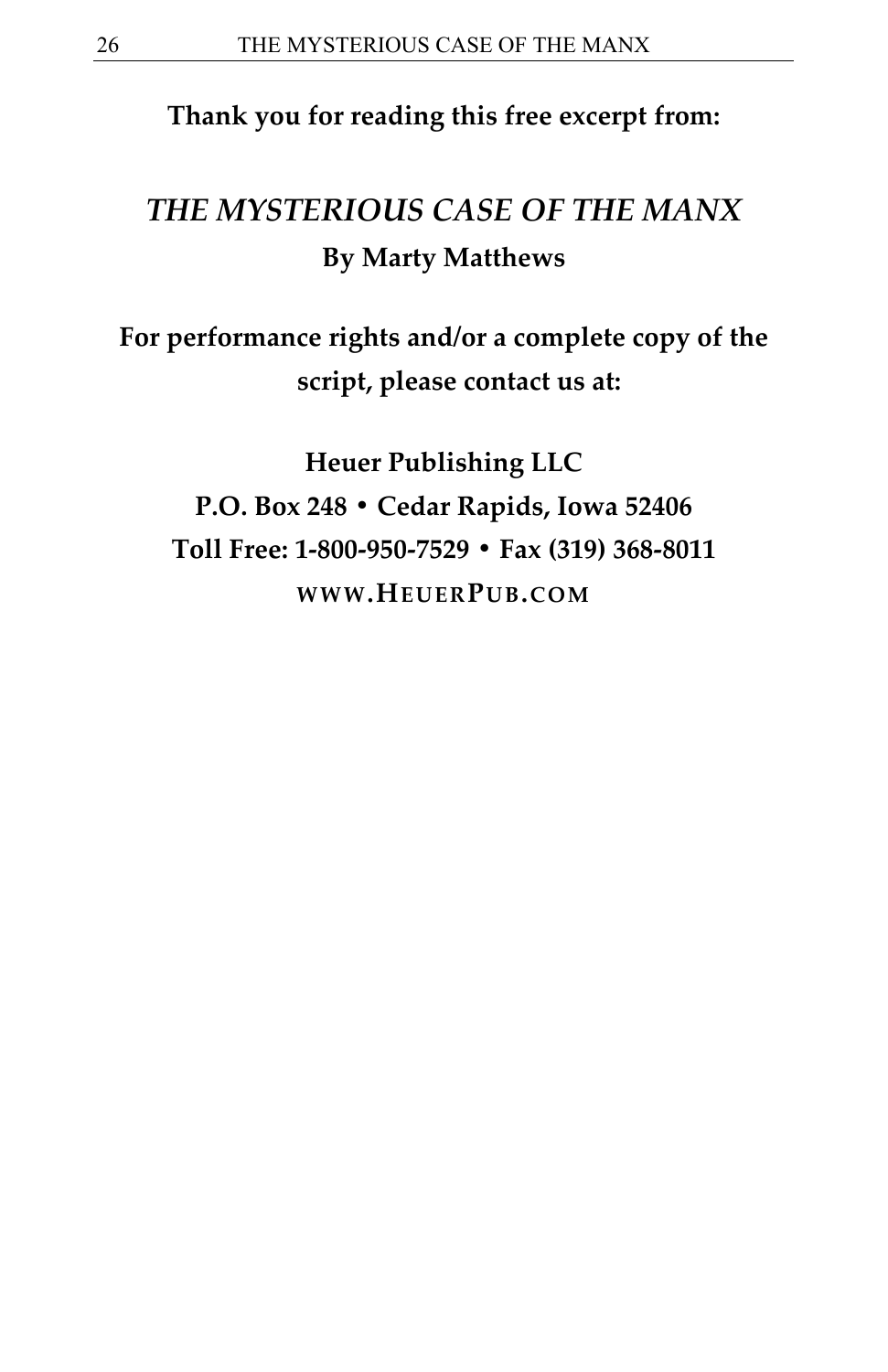**Thank you for reading this free excerpt from:**

## *THE MYSTERIOUS CASE OF THE MANX*

**By Marty Matthews**

**For performance rights and/or a complete copy of the script, please contact us at:**

**Heuer Publishing LLC**

**P.O. Box 248 • Cedar Rapids, Iowa 52406**

**Toll Free: 1-800-950-7529 • Fax (319) 368-8011**

**WWW.HEUERPUB.COM**